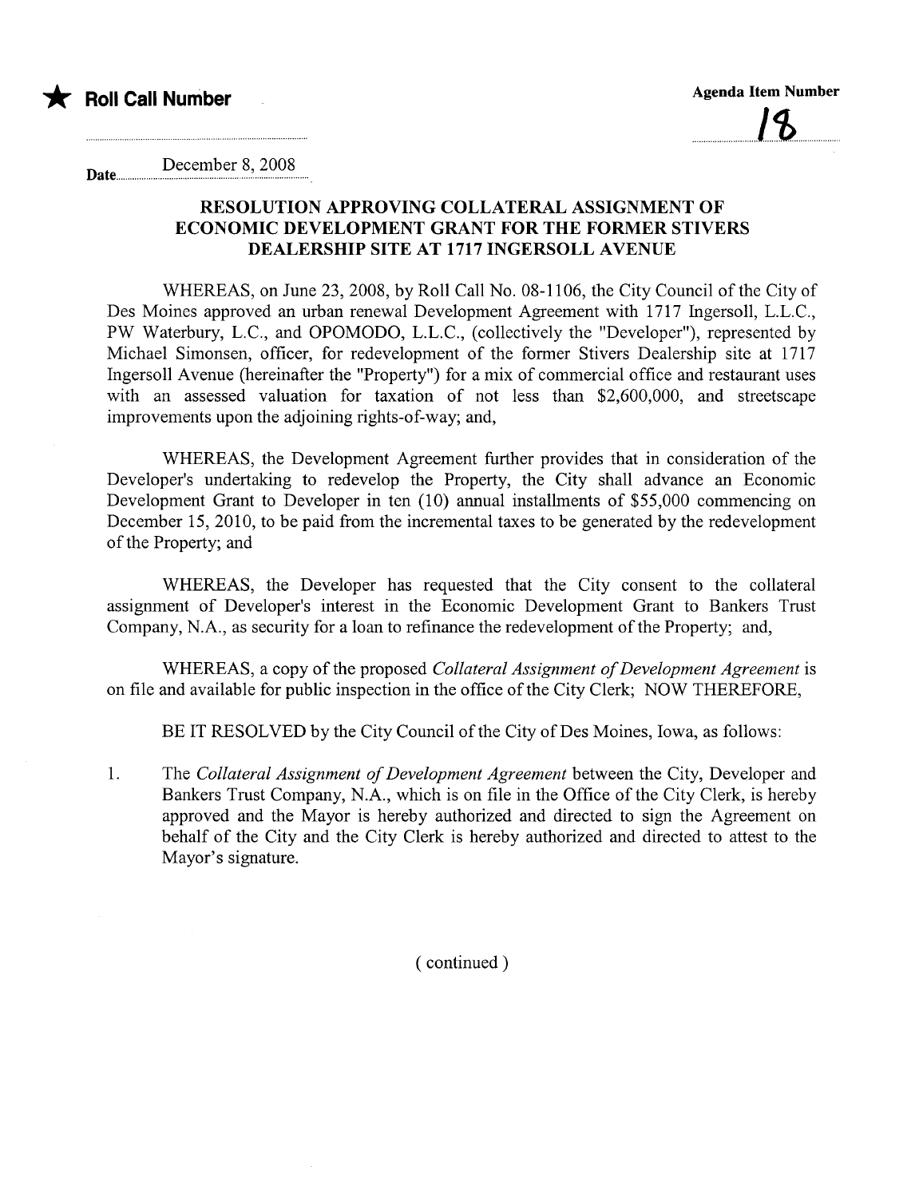★ **Roll Call Number**

Agenda Item Number

18

Date December 8, 2008

## RESOLUTION APPROVING COLLATERAL ASSIGNMENT OF ECONOMIC DEVELOPMENT GRANT FOR THE FORMER STIVERS DEALERSHIP SITE AT 1717 INGERSOLL AVENUE

WHEREAS, on June 23, 2008, by Roll Call No. 08-1106, the City Council of the City of Des Moines approved an urban renewal Development Agreement with 1717 Ingersoll, L.L.C., PW Waterbury, L.C., and OPOMODO, L.L.C., (collectively the "Developer"), represented by Michael Simonsen, officer, for redevelopment of the former Stivers Dealership site at 1717 Ingersoll Avenue (hereinafter the "Property") for a mix of commercial office and restaurant uses with an assessed valuation for taxation of not less than $2,600,000, and streetscape improvements upon the adjoining rights-of-way; and,

WHEREAS, the Development Agreement further provides that in consideration of the Developer's undertaking to redevelop the Property, the City shall advance an Economic Development Grant to Developer in ten (10) annual installments of $55,000 commencing on December 15, 2010, to be paid from the incremental taxes to be generated by the redevelopment of the Property; and

WHEREAS, the Developer has requested that the City consent to the collateral assignment of Developer's interest in the Economic Development Grant to Bankers Trust Company, N.A., as security for a loan to refinance the redevelopment of the Property; and,

WHEREAS, a copy of the proposed *Collateral Assignment of Development Agreement* is on file and available for public inspection in the office of the City Clerk; NOW THEREFORE,

BE IT RESOLVED by the City Council of the City of Des Moines, Iowa, as follows:

1. The *Collateral Assignment of Development Agreement* between the City, Developer and Bankers Trust Company, N.A., which is on file in the Office of the City Clerk, is hereby approved and the Mayor is hereby authorized and directed to sign the Agreement on behalf of the City and the City Clerk is hereby authorized and directed to attest to the Mayor's signature.

( continued )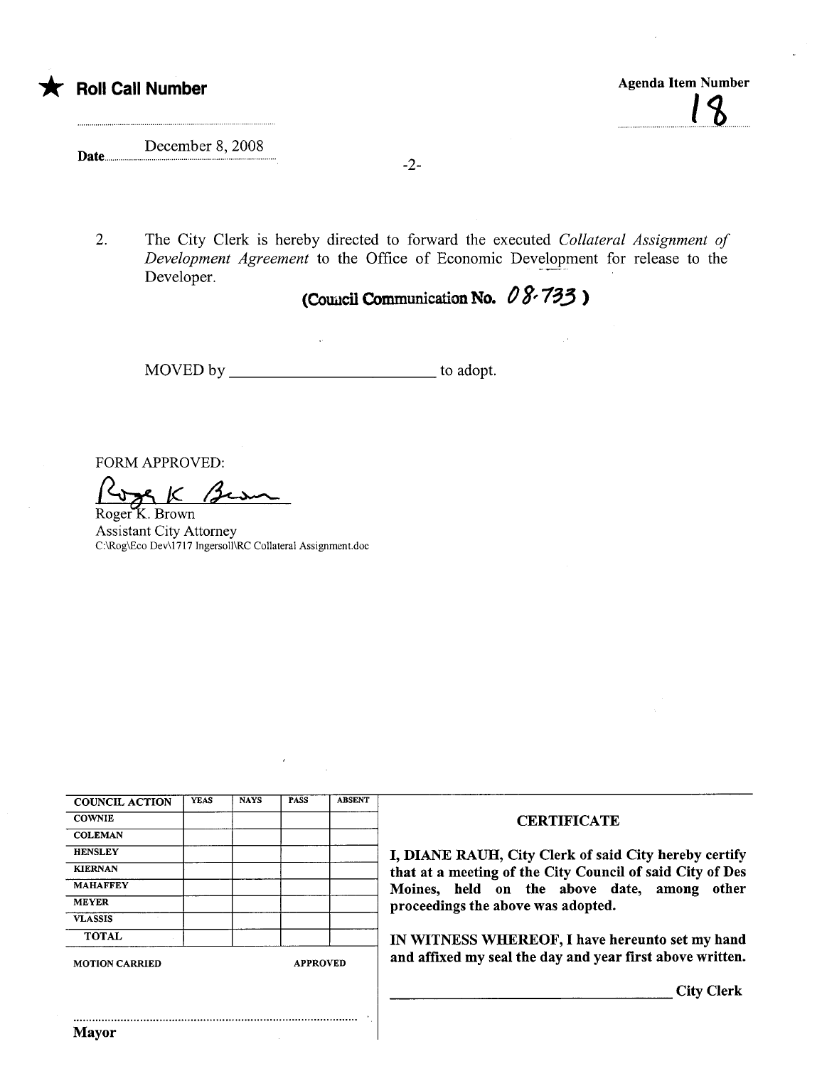★ **Roll Call Number**

Agenda Item Number

18

Date December 8, 2008

2. The City Clerk is hereby directed to forward the executed *Collateral Assignment of Development Agreement* to the Office of Economic Development for release to the Developer.

**(Council Communication No. 08-733)**

MOVED by \_\_\_\_\_\_\_\_\_\_\_\_\_\_\_\_\_\_\_\_\_\_\_\_\_\_ to adopt.

FORM APPROVED:

Roger K. Brown
Assistant City Attorney
C:\Rog\Eco Dev\1717 Ingersoll\RC Collateral Assignment.doc

| COUNCIL ACTION | YEAS | NAYS | PASS | ABSENT |
|---|---|---|---|---|
| COWNIE | | | | |
| COLEMAN | | | | |
| HENSLEY | | | | |
| KIERNAN | | | | |
| MAHAFFEY | | | | |
| MEYER | | | | |
| VLASSIS | | | | |
| TOTAL | | | | |

MOTION CARRIED APPROVED

Mayor

**CERTIFICATE**

**I, DIANE RAUH, City Clerk of said City hereby certify that at a meeting of the City Council of said City of Des Moines, held on the above date, among other proceedings the above was adopted.**

**IN WITNESS WHEREOF, I have hereunto set my hand and affixed my seal the day and year first above written.**

\_\_\_\_\_\_\_\_\_\_\_\_\_\_\_\_\_\_\_\_\_\_\_\_\_\_ **City Clerk**